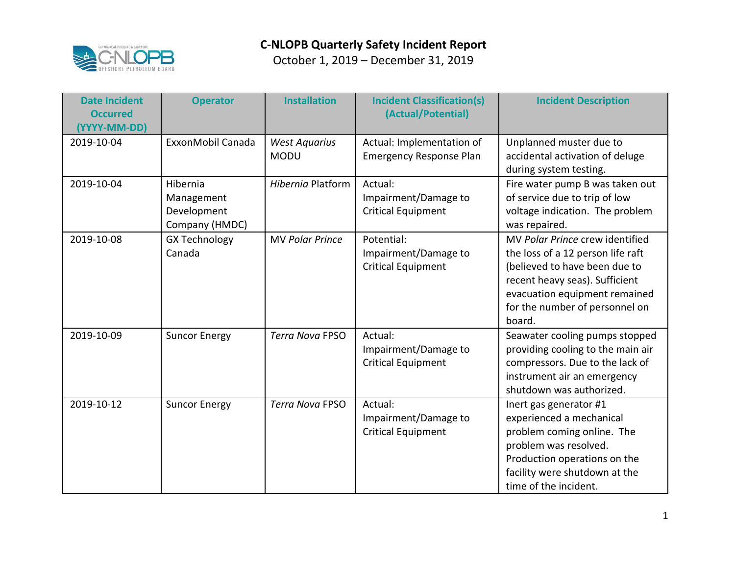# C-NLOPB Quarterly Safety Incident Report

October 1, 2019 – December 31, 2019

| Date Incident Occurred (YYYY-MM-DD) | Operator | Installation | Incident Classification(s) (Actual/Potential) | Incident Description |
|---|---|---|---|---|
| 2019-10-04 | ExxonMobil Canada | *West Aquarius* MODU | Actual: Implementation of Emergency Response Plan | Unplanned muster due to accidental activation of deluge during system testing. |
| 2019-10-04 | Hibernia Management Development Company (HMDC) | *Hibernia* Platform | Actual: Impairment/Damage to Critical Equipment | Fire water pump B was taken out of service due to trip of low voltage indication. The problem was repaired. |
| 2019-10-08 | GX Technology Canada | MV *Polar Prince* | Potential: Impairment/Damage to Critical Equipment | MV *Polar Prince* crew identified the loss of a 12 person life raft (believed to have been due to recent heavy seas). Sufficient evacuation equipment remained for the number of personnel on board. |
| 2019-10-09 | Suncor Energy | *Terra Nova* FPSO | Actual: Impairment/Damage to Critical Equipment | Seawater cooling pumps stopped providing cooling to the main air compressors. Due to the lack of instrument air an emergency shutdown was authorized. |
| 2019-10-12 | Suncor Energy | *Terra Nova* FPSO | Actual: Impairment/Damage to Critical Equipment | Inert gas generator #1 experienced a mechanical problem coming online. The problem was resolved. Production operations on the facility were shutdown at the time of the incident. |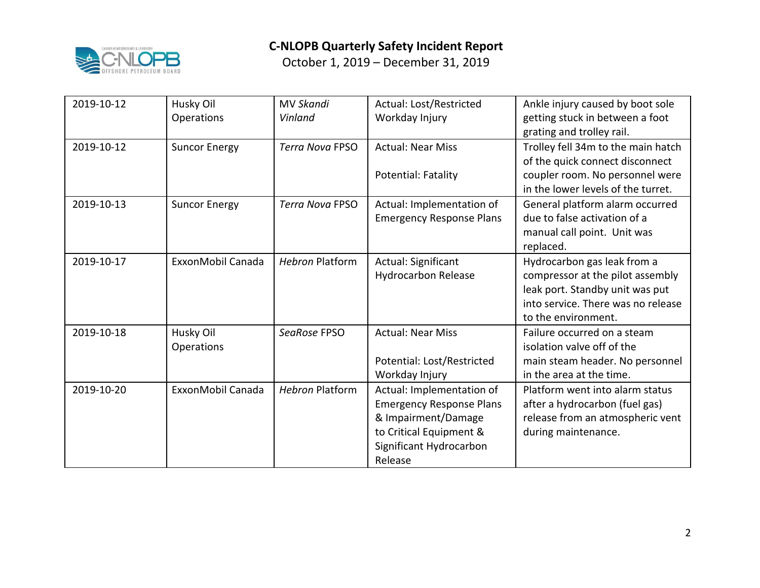# C-NLOPB Quarterly Safety Incident Report

October 1, 2019 – December 31, 2019

| | | | | |
|---|---|---|---|---|
| 2019-10-12 | Husky Oil Operations | MV *Skandi Vinland* | Actual: Lost/Restricted Workday Injury | Ankle injury caused by boot sole getting stuck in between a foot grating and trolley rail. |
| 2019-10-12 | Suncor Energy | *Terra Nova* FPSO | Actual: Near Miss<br><br>Potential: Fatality | Trolley fell 34m to the main hatch of the quick connect disconnect coupler room. No personnel were in the lower levels of the turret. |
| 2019-10-13 | Suncor Energy | *Terra Nova* FPSO | Actual: Implementation of Emergency Response Plans | General platform alarm occurred due to false activation of a manual call point. Unit was replaced. |
| 2019-10-17 | ExxonMobil Canada | *Hebron* Platform | Actual: Significant Hydrocarbon Release | Hydrocarbon gas leak from a compressor at the pilot assembly leak port. Standby unit was put into service. There was no release to the environment. |
| 2019-10-18 | Husky Oil Operations | *SeaRose* FPSO | Actual: Near Miss<br><br>Potential: Lost/Restricted Workday Injury | Failure occurred on a steam isolation valve off of the main steam header. No personnel in the area at the time. |
| 2019-10-20 | ExxonMobil Canada | *Hebron* Platform | Actual: Implementation of Emergency Response Plans & Impairment/Damage to Critical Equipment & Significant Hydrocarbon Release | Platform went into alarm status after a hydrocarbon (fuel gas) release from an atmospheric vent during maintenance. |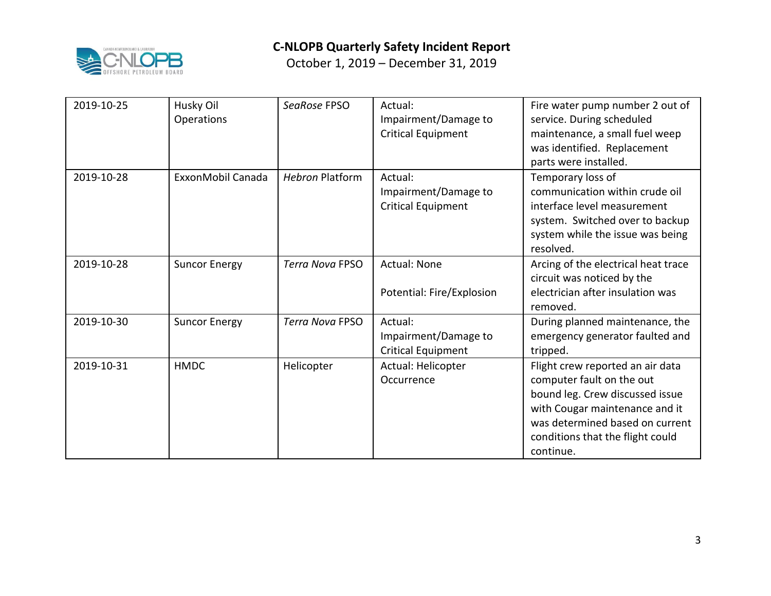| 2019-10-25 | Husky Oil Operations | *SeaRose* FPSO | Actual: Impairment/Damage to Critical Equipment | Fire water pump number 2 out of service. During scheduled maintenance, a small fuel weep was identified. Replacement parts were installed. |
|---|---|---|---|---|
| 2019-10-28 | ExxonMobil Canada | *Hebron* Platform | Actual: Impairment/Damage to Critical Equipment | Temporary loss of communication within crude oil interface level measurement system. Switched over to backup system while the issue was being resolved. |
| 2019-10-28 | Suncor Energy | *Terra Nova* FPSO | Actual: None<br><br>Potential: Fire/Explosion | Arcing of the electrical heat trace circuit was noticed by the electrician after insulation was removed. |
| 2019-10-30 | Suncor Energy | *Terra Nova* FPSO | Actual: Impairment/Damage to Critical Equipment | During planned maintenance, the emergency generator faulted and tripped. |
| 2019-10-31 | HMDC | Helicopter | Actual: Helicopter Occurrence | Flight crew reported an air data computer fault on the out bound leg. Crew discussed issue with Cougar maintenance and it was determined based on current conditions that the flight could continue. |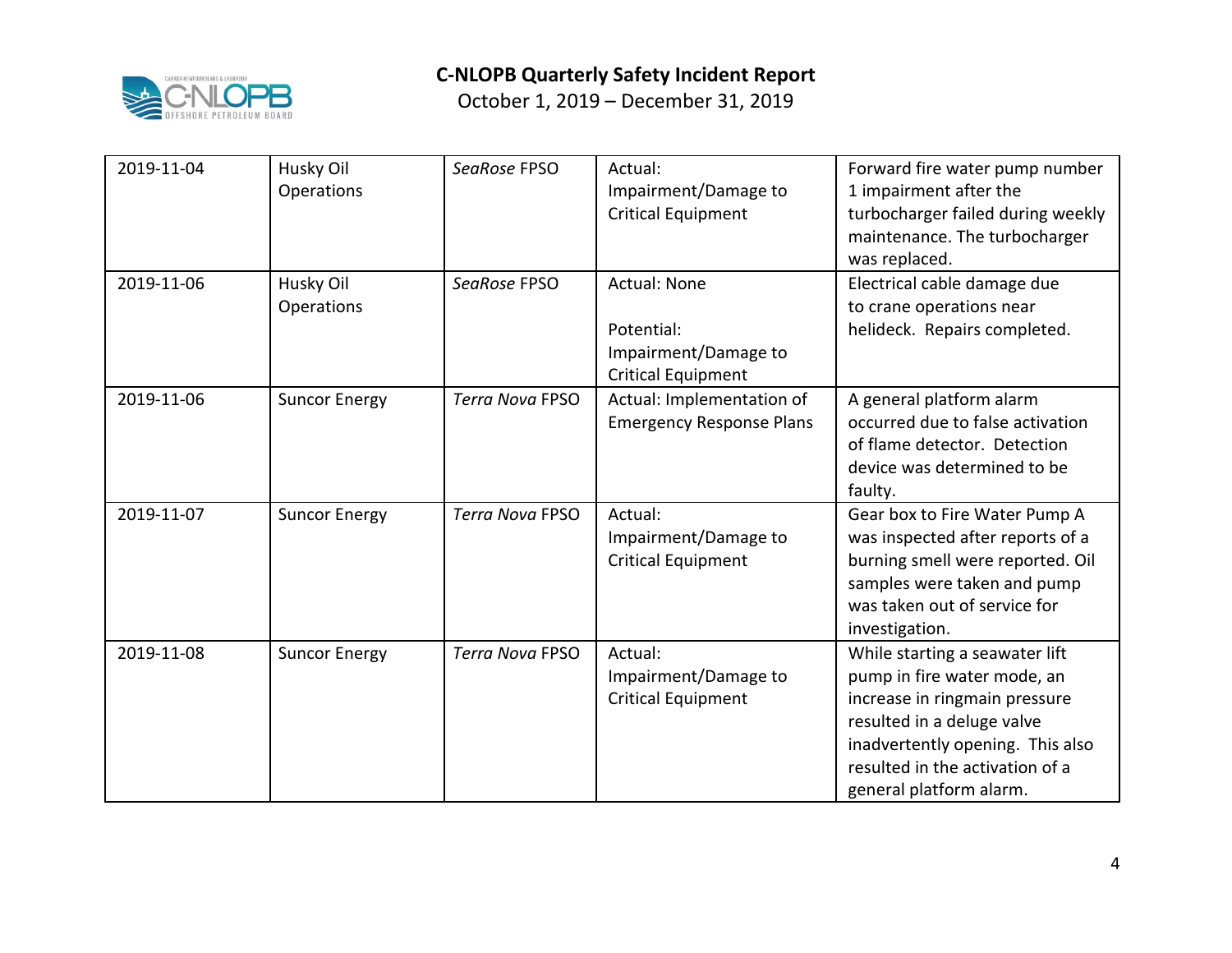| 2019-11-04 | Husky Oil Operations | *SeaRose* FPSO | Actual: Impairment/Damage to Critical Equipment | Forward fire water pump number 1 impairment after the turbocharger failed during weekly maintenance. The turbocharger was replaced. |
|---|---|---|---|---|
| 2019-11-06 | Husky Oil Operations | *SeaRose* FPSO | Actual: None<br><br>Potential: Impairment/Damage to Critical Equipment | Electrical cable damage due to crane operations near helideck. Repairs completed. |
| 2019-11-06 | Suncor Energy | *Terra Nova* FPSO | Actual: Implementation of Emergency Response Plans | A general platform alarm occurred due to false activation of flame detector. Detection device was determined to be faulty. |
| 2019-11-07 | Suncor Energy | *Terra Nova* FPSO | Actual: Impairment/Damage to Critical Equipment | Gear box to Fire Water Pump A was inspected after reports of a burning smell were reported. Oil samples were taken and pump was taken out of service for investigation. |
| 2019-11-08 | Suncor Energy | *Terra Nova* FPSO | Actual: Impairment/Damage to Critical Equipment | While starting a seawater lift pump in fire water mode, an increase in ringmain pressure resulted in a deluge valve inadvertently opening. This also resulted in the activation of a general platform alarm. |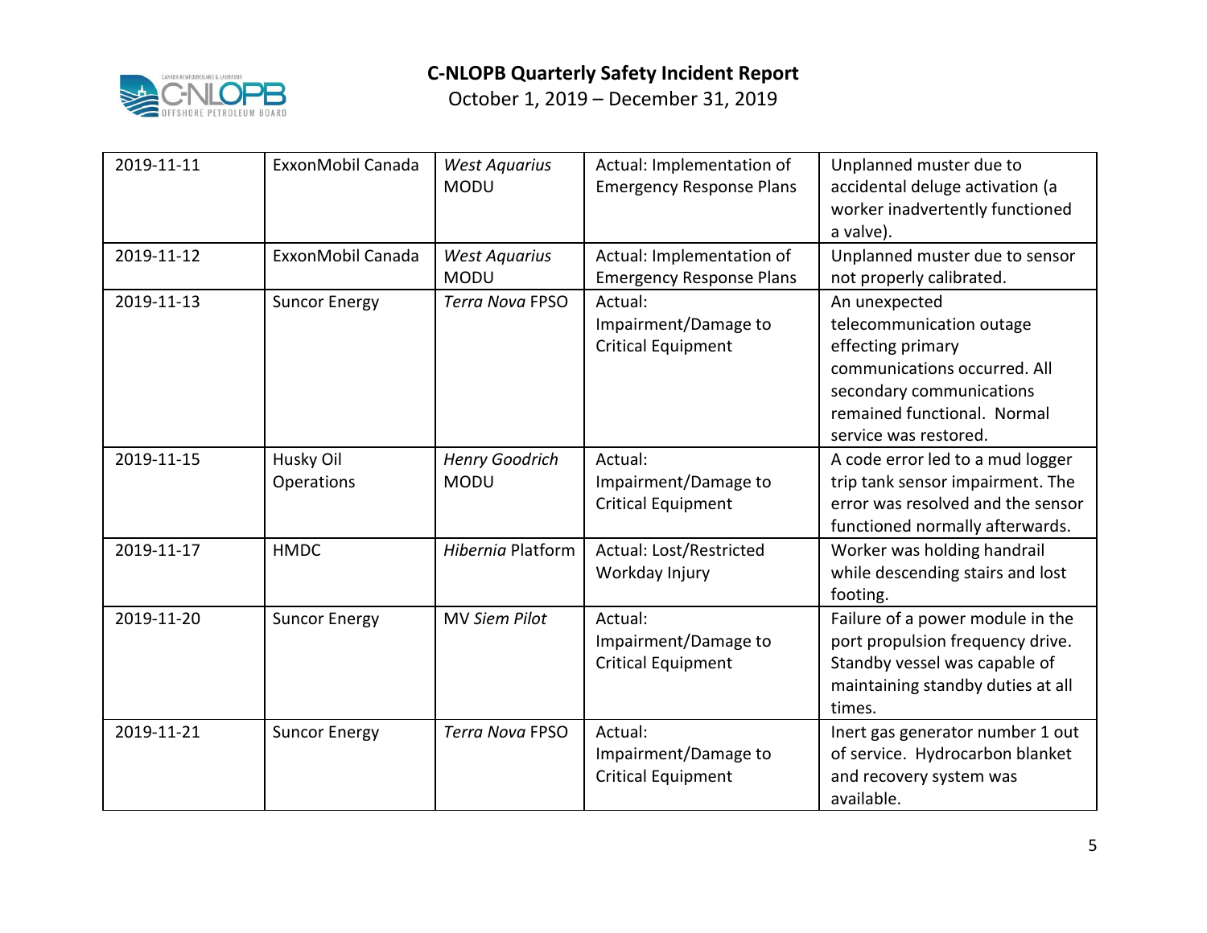| | | | | |
|---|---|---|---|---|
| 2019-11-11 | ExxonMobil Canada | *West Aquarius* MODU | Actual: Implementation of Emergency Response Plans | Unplanned muster due to accidental deluge activation (a worker inadvertently functioned a valve). |
| 2019-11-12 | ExxonMobil Canada | *West Aquarius* MODU | Actual: Implementation of Emergency Response Plans | Unplanned muster due to sensor not properly calibrated. |
| 2019-11-13 | Suncor Energy | *Terra Nova* FPSO | Actual: Impairment/Damage to Critical Equipment | An unexpected telecommunication outage effecting primary communications occurred. All secondary communications remained functional. Normal service was restored. |
| 2019-11-15 | Husky Oil Operations | *Henry Goodrich* MODU | Actual: Impairment/Damage to Critical Equipment | A code error led to a mud logger trip tank sensor impairment. The error was resolved and the sensor functioned normally afterwards. |
| 2019-11-17 | HMDC | *Hibernia* Platform | Actual: Lost/Restricted Workday Injury | Worker was holding handrail while descending stairs and lost footing. |
| 2019-11-20 | Suncor Energy | MV *Siem Pilot* | Actual: Impairment/Damage to Critical Equipment | Failure of a power module in the port propulsion frequency drive. Standby vessel was capable of maintaining standby duties at all times. |
| 2019-11-21 | Suncor Energy | *Terra Nova* FPSO | Actual: Impairment/Damage to Critical Equipment | Inert gas generator number 1 out of service. Hydrocarbon blanket and recovery system was available. |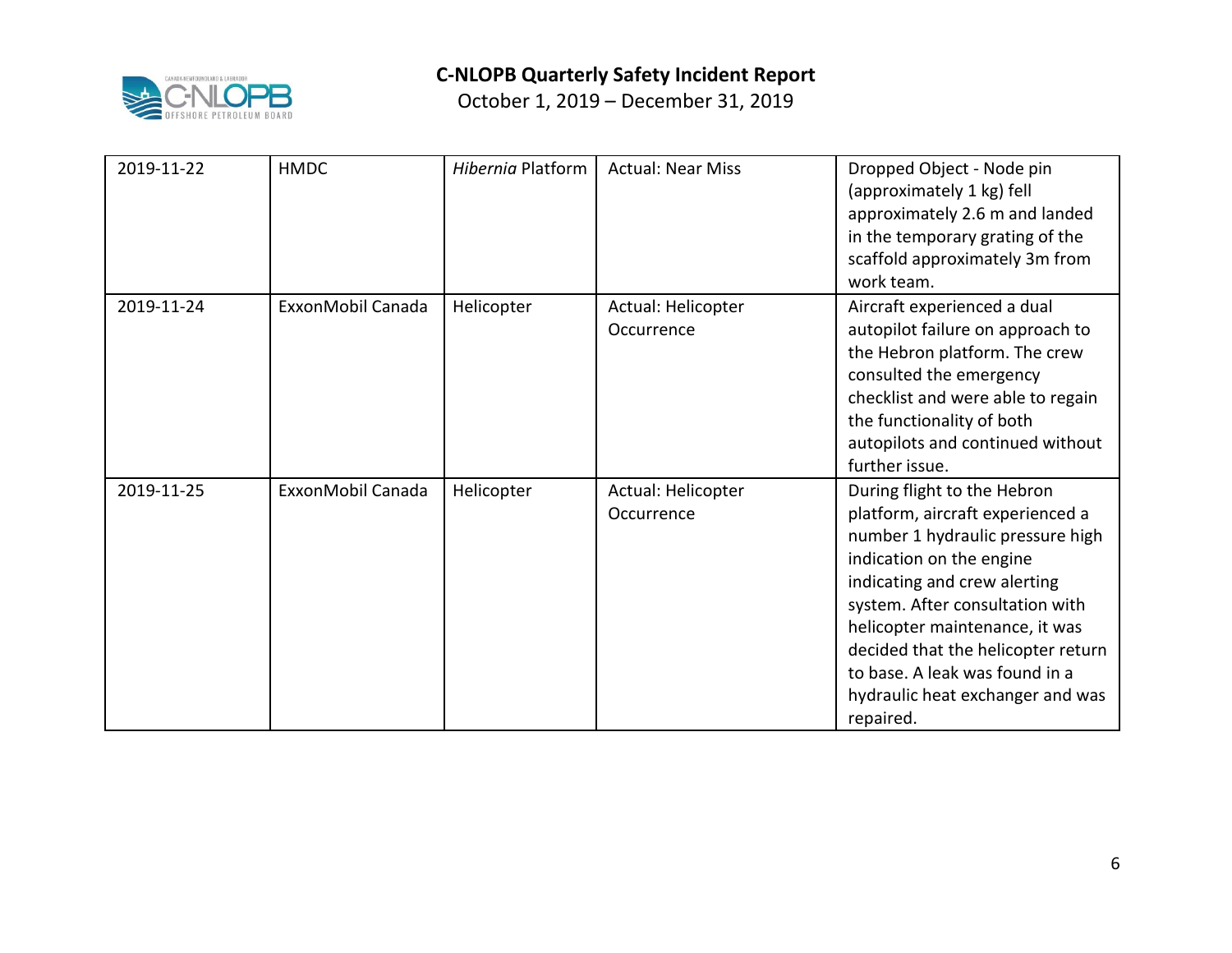| 2019-11-22 | HMDC | *Hibernia* Platform | Actual: Near Miss | Dropped Object - Node pin (approximately 1 kg) fell approximately 2.6 m and landed in the temporary grating of the scaffold approximately 3m from work team. |
|---|---|---|---|---|
| 2019-11-24 | ExxonMobil Canada | Helicopter | Actual: Helicopter Occurrence | Aircraft experienced a dual autopilot failure on approach to the Hebron platform. The crew consulted the emergency checklist and were able to regain the functionality of both autopilots and continued without further issue. |
| 2019-11-25 | ExxonMobil Canada | Helicopter | Actual: Helicopter Occurrence | During flight to the Hebron platform, aircraft experienced a number 1 hydraulic pressure high indication on the engine indicating and crew alerting system. After consultation with helicopter maintenance, it was decided that the helicopter return to base. A leak was found in a hydraulic heat exchanger and was repaired. |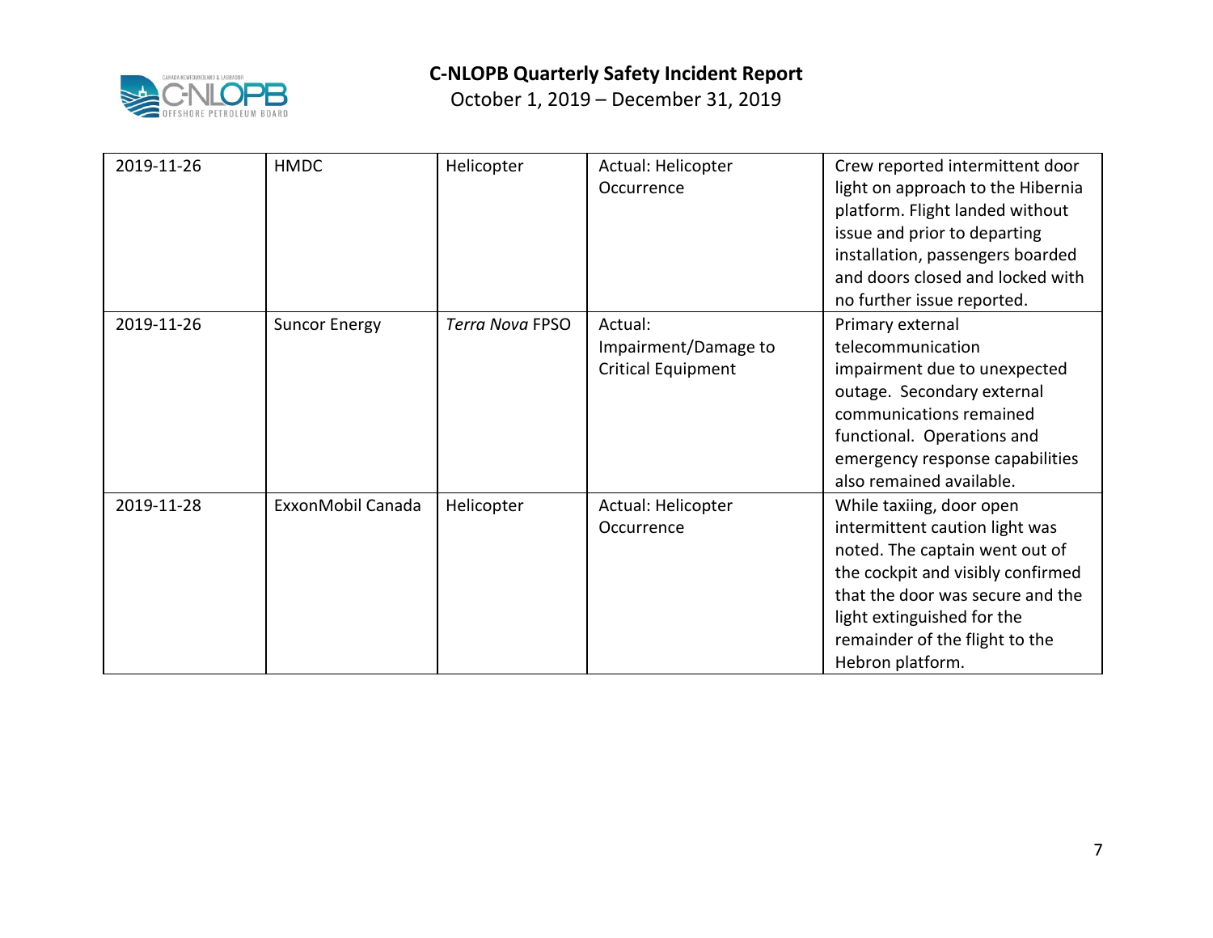| 2019-11-26 | HMDC | Helicopter | Actual: Helicopter Occurrence | Crew reported intermittent door light on approach to the Hibernia platform. Flight landed without issue and prior to departing installation, passengers boarded and doors closed and locked with no further issue reported. |
|---|---|---|---|---|
| 2019-11-26 | Suncor Energy | *Terra Nova* FPSO | Actual: Impairment/Damage to Critical Equipment | Primary external telecommunication impairment due to unexpected outage. Secondary external communications remained functional. Operations and emergency response capabilities also remained available. |
| 2019-11-28 | ExxonMobil Canada | Helicopter | Actual: Helicopter Occurrence | While taxiing, door open intermittent caution light was noted. The captain went out of the cockpit and visibly confirmed that the door was secure and the light extinguished for the remainder of the flight to the Hebron platform. |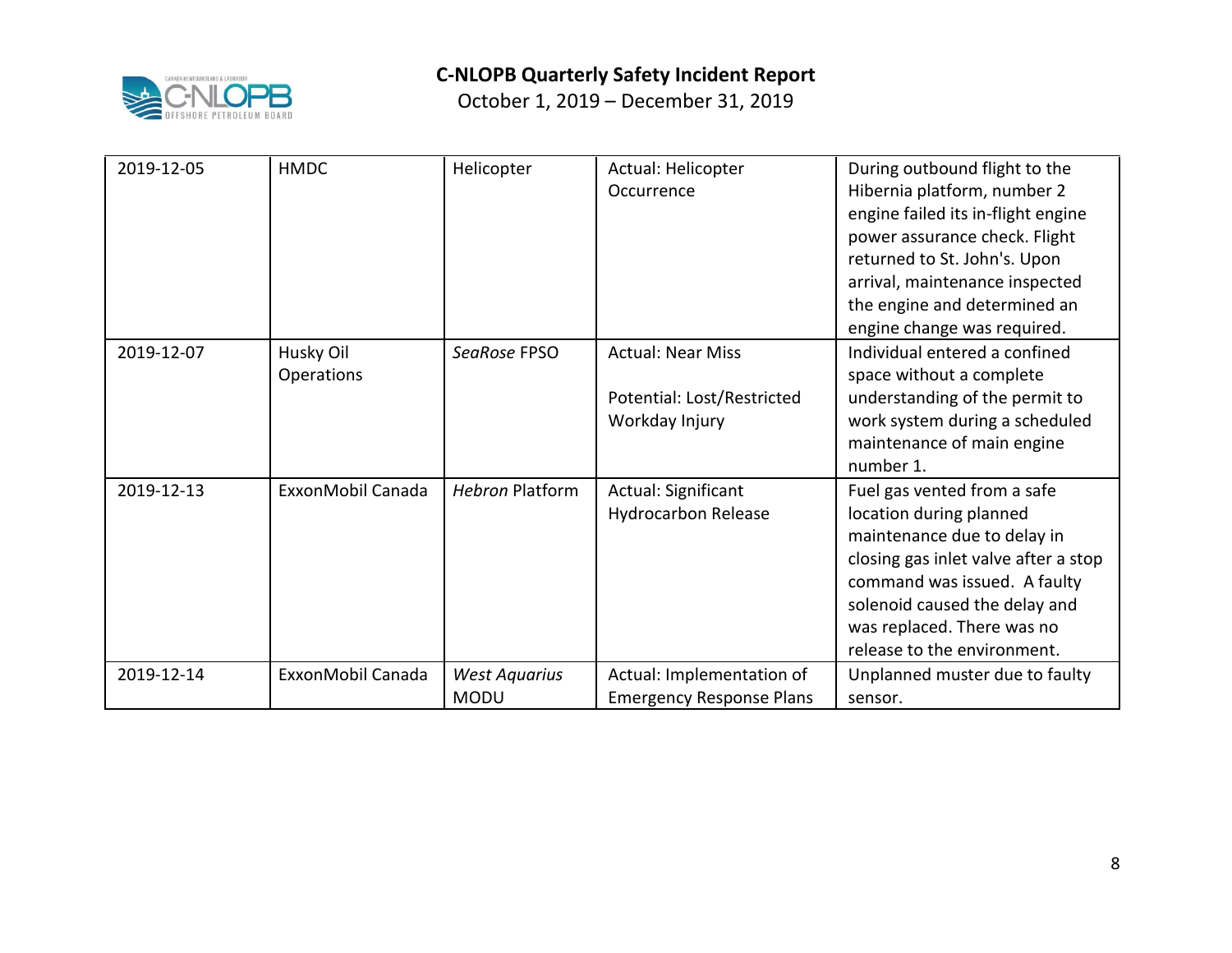# C-NLOPB Quarterly Safety Incident Report

October 1, 2019 – December 31, 2019

| | | | | |
|---|---|---|---|---|
| 2019-12-05 | HMDC | Helicopter | Actual: Helicopter Occurrence | During outbound flight to the Hibernia platform, number 2 engine failed its in-flight engine power assurance check. Flight returned to St. John's. Upon arrival, maintenance inspected the engine and determined an engine change was required. |
| 2019-12-07 | Husky Oil Operations | *SeaRose* FPSO | Actual: Near Miss<br><br>Potential: Lost/Restricted Workday Injury | Individual entered a confined space without a complete understanding of the permit to work system during a scheduled maintenance of main engine number 1. |
| 2019-12-13 | ExxonMobil Canada | *Hebron* Platform | Actual: Significant Hydrocarbon Release | Fuel gas vented from a safe location during planned maintenance due to delay in closing gas inlet valve after a stop command was issued. A faulty solenoid caused the delay and was replaced. There was no release to the environment. |
| 2019-12-14 | ExxonMobil Canada | *West Aquarius* MODU | Actual: Implementation of Emergency Response Plans | Unplanned muster due to faulty sensor. |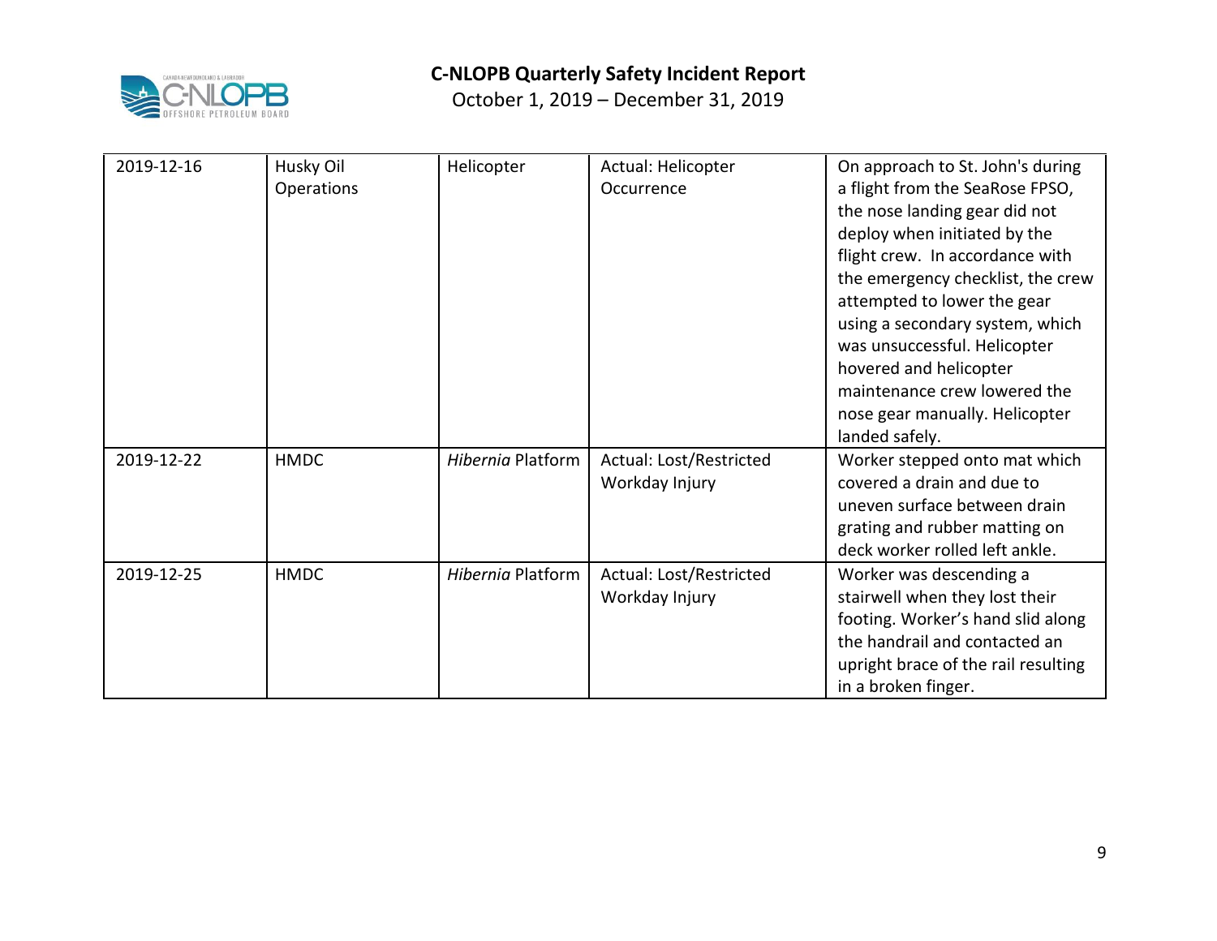| | | | | |
|---|---|---|---|---|
| 2019-12-16 | Husky Oil Operations | Helicopter | Actual: Helicopter Occurrence | On approach to St. John's during a flight from the SeaRose FPSO, the nose landing gear did not deploy when initiated by the flight crew. In accordance with the emergency checklist, the crew attempted to lower the gear using a secondary system, which was unsuccessful. Helicopter hovered and helicopter maintenance crew lowered the nose gear manually. Helicopter landed safely. |
| 2019-12-22 | HMDC | *Hibernia* Platform | Actual: Lost/Restricted Workday Injury | Worker stepped onto mat which covered a drain and due to uneven surface between drain grating and rubber matting on deck worker rolled left ankle. |
| 2019-12-25 | HMDC | *Hibernia* Platform | Actual: Lost/Restricted Workday Injury | Worker was descending a stairwell when they lost their footing. Worker's hand slid along the handrail and contacted an upright brace of the rail resulting in a broken finger. |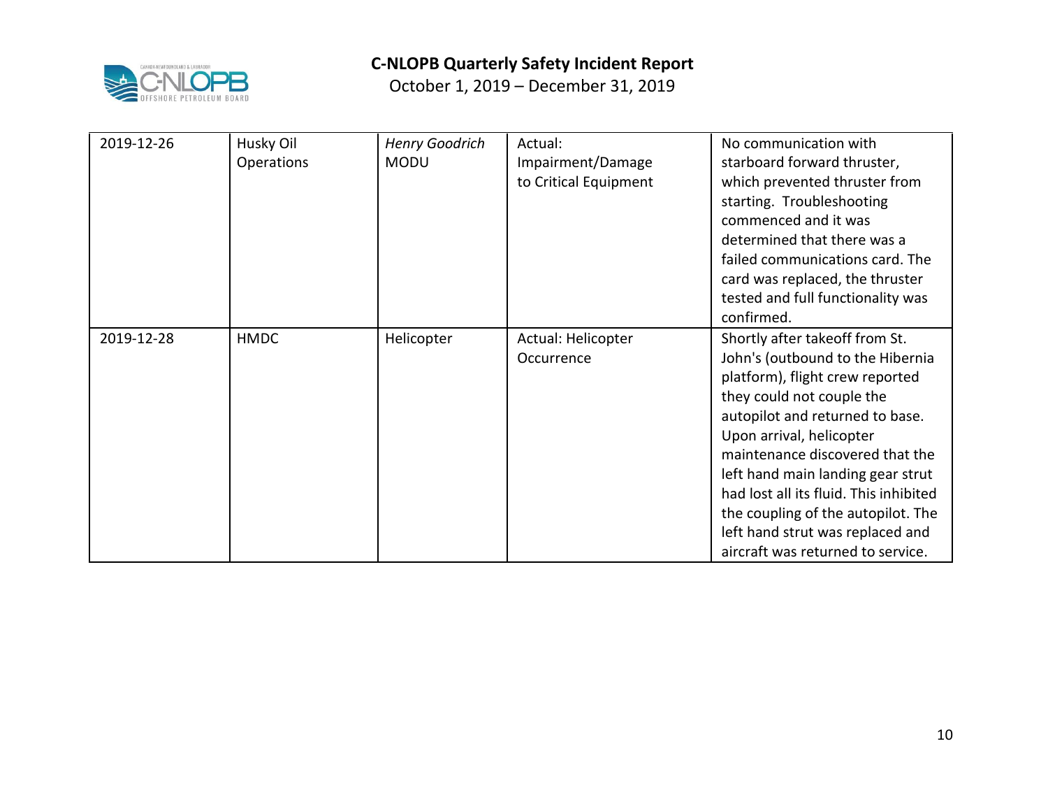| 2019-12-26 | Husky Oil Operations | *Henry Goodrich* MODU | Actual: Impairment/Damage to Critical Equipment | No communication with starboard forward thruster, which prevented thruster from starting. Troubleshooting commenced and it was determined that there was a failed communications card. The card was replaced, the thruster tested and full functionality was confirmed. |
|---|---|---|---|---|
| 2019-12-28 | HMDC | Helicopter | Actual: Helicopter Occurrence | Shortly after takeoff from St. John's (outbound to the Hibernia platform), flight crew reported they could not couple the autopilot and returned to base. Upon arrival, helicopter maintenance discovered that the left hand main landing gear strut had lost all its fluid. This inhibited the coupling of the autopilot. The left hand strut was replaced and aircraft was returned to service. |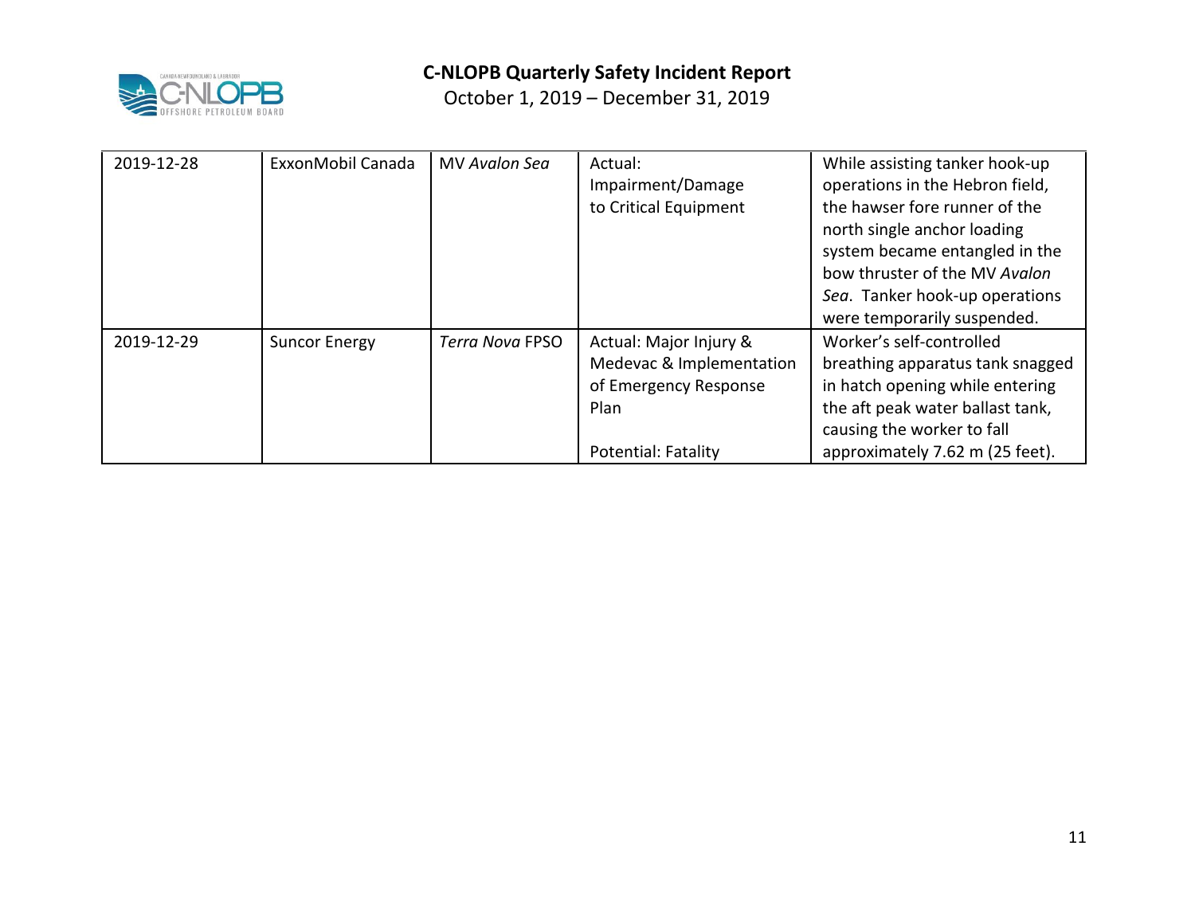| | | | | |
|---|---|---|---|---|
| 2019-12-28 | ExxonMobil Canada | MV *Avalon Sea* | Actual: Impairment/Damage to Critical Equipment | While assisting tanker hook-up operations in the Hebron field, the hawser fore runner of the north single anchor loading system became entangled in the bow thruster of the MV *Avalon Sea*. Tanker hook-up operations were temporarily suspended. |
| 2019-12-29 | Suncor Energy | *Terra Nova* FPSO | Actual: Major Injury & Medevac & Implementation of Emergency Response Plan<br><br>Potential: Fatality | Worker's self-controlled breathing apparatus tank snagged in hatch opening while entering the aft peak water ballast tank, causing the worker to fall approximately 7.62 m (25 feet). |